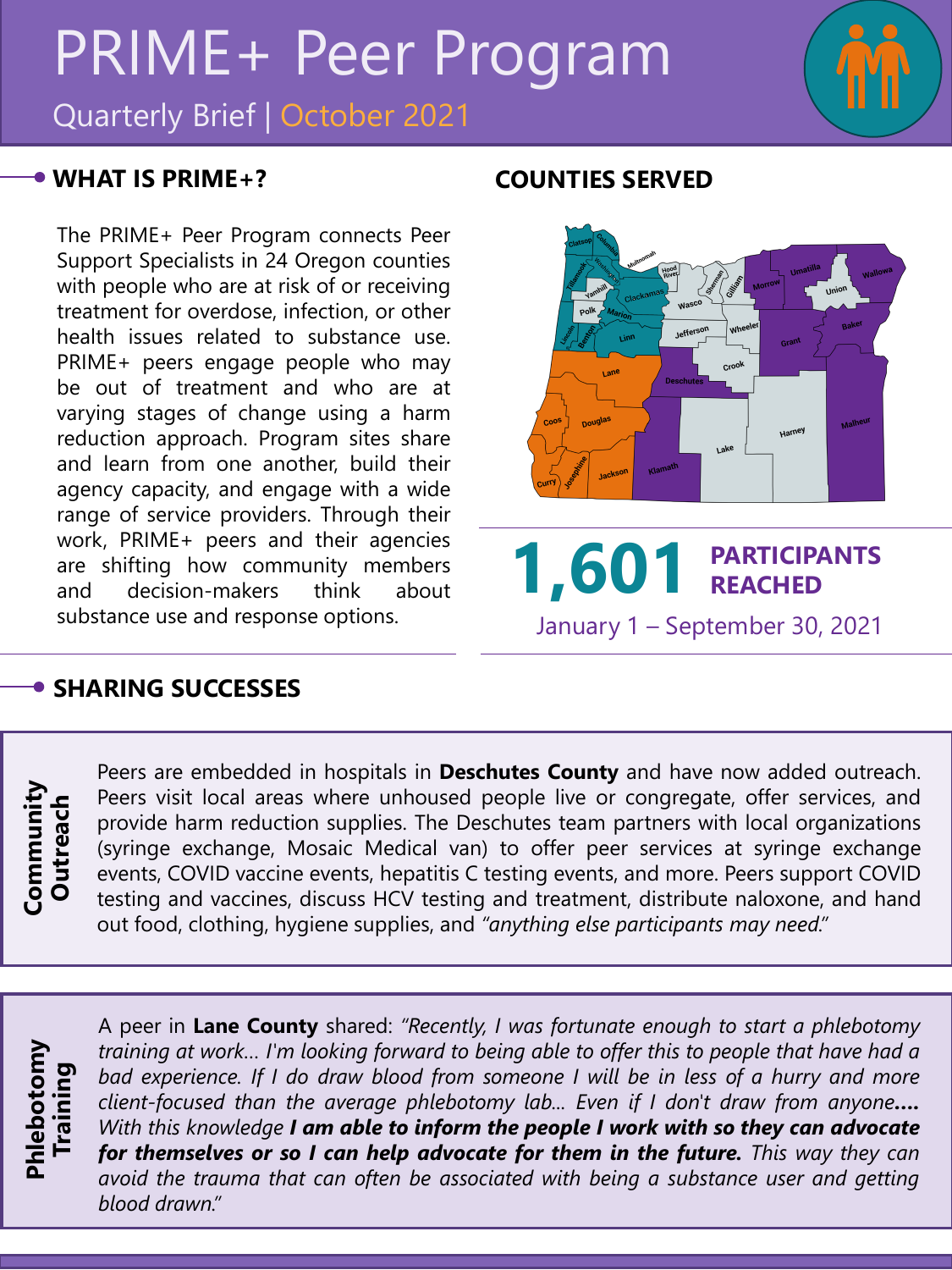# PRIME+ Peer Program

Quarterly Brief | October 2021

## WHAT IS PRIME+?

The PRIME+ Peer Program connects Peer Support Specialists in 24 Oregon counties with people who are at risk of or receiving treatment for overdose, infection, or other health issues related to substance use. PRIME+ peers engage people who may be out of treatment and who are at varying stages of change using a harm reduction approach. Program sites share and learn from one another, build their agency capacity, and engage with a wide range of service providers. Through their work, PRIME+ peers and their agencies are shifting how community members and decision-makers think about substance use and response options.

## COUNTIES SERVED

Clatsop, Columbia, Tillamook, Washington, Multnomah, Hood River, Yamhill, Clackamas, Polk, Marion, Lincoln, Benton, Linn, Wasco, Sherman, Gilliam, Morrow, Umatilla, Union, Wallowa, Jefferson, Wheeler, Grant, Baker, Crook, Deschutes, Lane, Coos, Douglas, Curry, Josephine, Jackson, Klamath, Lake, Harney, Malheur

**1,601 PARTICIPANTS REACHED**

January 1 – September 30, 2021

## SHARING SUCCESSES

### Community Outreach

Peers are embedded in hospitals in **Deschutes County** and have now added outreach. Peers visit local areas where unhoused people live or congregate, offer services, and provide harm reduction supplies. The Deschutes team partners with local organizations (syringe exchange, Mosaic Medical van) to offer peer services at syringe exchange events, COVID vaccine events, hepatitis C testing events, and more. Peers support COVID testing and vaccines, discuss HCV testing and treatment, distribute naloxone, and hand out food, clothing, hygiene supplies, and *"anything else participants may need."*

### Phlebotomy Training

A peer in **Lane County** shared: *"Recently, I was fortunate enough to start a phlebotomy training at work… I'm looking forward to being able to offer this to people that have had a bad experience. If I do draw blood from someone I will be in less of a hurry and more client-focused than the average phlebotomy lab… Even if I don't draw from anyone*___....___ *With this knowledge* ***I am able to inform the people I work with so they can advocate for themselves or so I can help advocate for them in the future.*** *This way they can avoid the trauma that can often be associated with being a substance user and getting blood drawn."*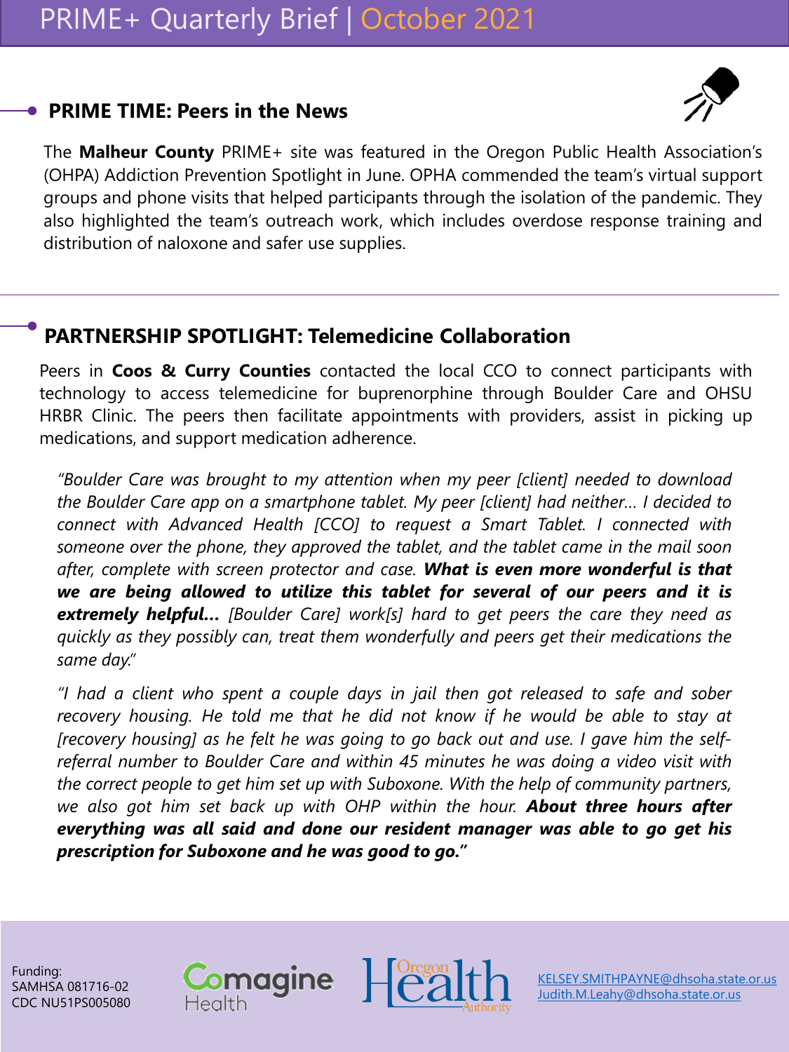# PRIME+ Quarterly Brief | October 2021

## PRIME TIME: Peers in the News

The **Malheur County** PRIME+ site was featured in the Oregon Public Health Association's (OHPA) Addiction Prevention Spotlight in June. OPHA commended the team's virtual support groups and phone visits that helped participants through the isolation of the pandemic. They also highlighted the team's outreach work, which includes overdose response training and distribution of naloxone and safer use supplies.

## PARTNERSHIP SPOTLIGHT: Telemedicine Collaboration

Peers in **Coos & Curry Counties** contacted the local CCO to connect participants with technology to access telemedicine for buprenorphine through Boulder Care and OHSU HRBR Clinic. The peers then facilitate appointments with providers, assist in picking up medications, and support medication adherence.

*"Boulder Care was brought to my attention when my peer [client] needed to download the Boulder Care app on a smartphone tablet. My peer [client] had neither… I decided to connect with Advanced Health [CCO] to request a Smart Tablet. I connected with someone over the phone, they approved the tablet, and the tablet came in the mail soon after, complete with screen protector and case.* ***What is even more wonderful is that we are being allowed to utilize this tablet for several of our peers and it is extremely helpful…*** *[Boulder Care] work[s] hard to get peers the care they need as quickly as they possibly can, treat them wonderfully and peers get their medications the same day."*

*"I had a client who spent a couple days in jail then got released to safe and sober recovery housing. He told me that he did not know if he would be able to stay at [recovery housing] as he felt he was going to go back out and use. I gave him the self-referral number to Boulder Care and within 45 minutes he was doing a video visit with the correct people to get him set up with Suboxone. With the help of community partners, we also got him set back up with OHP within the hour.* ***About three hours after everything was all said and done our resident manager was able to go get his prescription for Suboxone and he was good to go."***

Funding:
SAMHSA 081716-02
CDC NU51PS005080

Comagine Health

Oregon Health Authority

KELSEY.SMITHPAYNE@dhsoha.state.or.us
Judith.M.Leahy@dhsoha.state.or.us